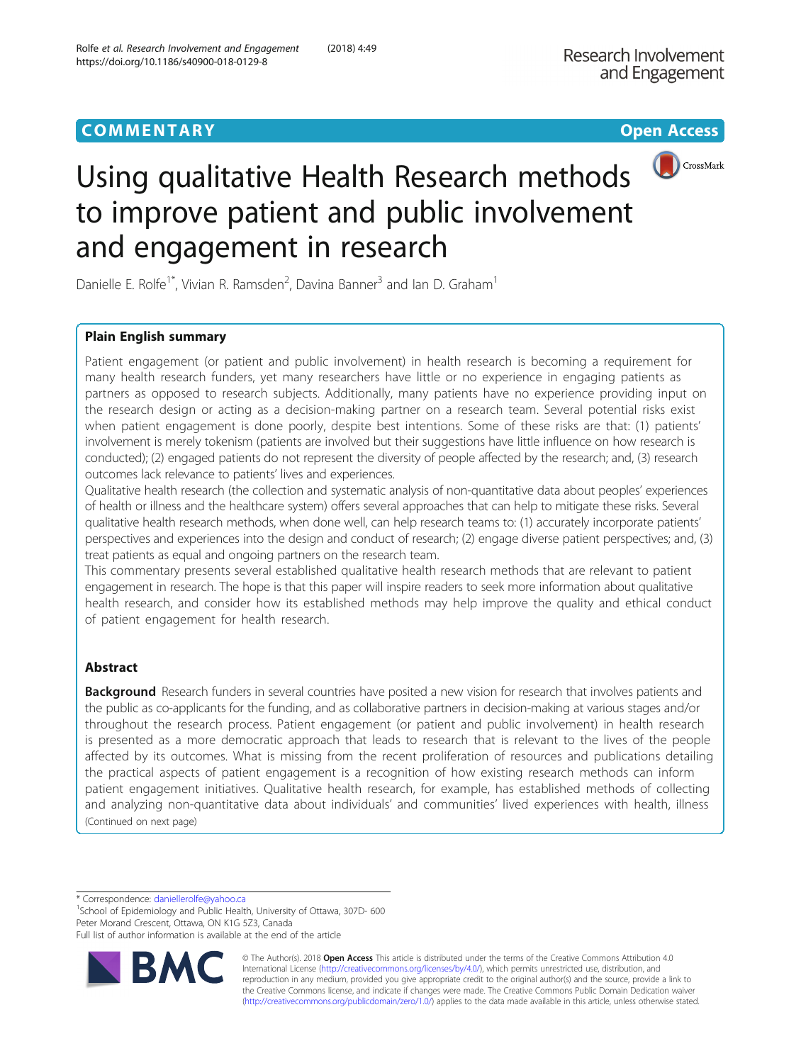COMMENTARY

Open Access

# Using qualitative Health Research methods to improve patient and public involvement and engagement in research

Danielle E. Rolfe[1*], Vivian R. Ramsden[2], Davina Banner[3] and Ian D. Graham[1]

## Plain English summary

Patient engagement (or patient and public involvement) in health research is becoming a requirement for many health research funders, yet many researchers have little or no experience in engaging patients as partners as opposed to research subjects. Additionally, many patients have no experience providing input on the research design or acting as a decision-making partner on a research team. Several potential risks exist when patient engagement is done poorly, despite best intentions. Some of these risks are that: (1) patients' involvement is merely tokenism (patients are involved but their suggestions have little influence on how research is conducted); (2) engaged patients do not represent the diversity of people affected by the research; and, (3) research outcomes lack relevance to patients' lives and experiences.

Qualitative health research (the collection and systematic analysis of non-quantitative data about peoples' experiences of health or illness and the healthcare system) offers several approaches that can help to mitigate these risks. Several qualitative health research methods, when done well, can help research teams to: (1) accurately incorporate patients' perspectives and experiences into the design and conduct of research; (2) engage diverse patient perspectives; and, (3) treat patients as equal and ongoing partners on the research team.

This commentary presents several established qualitative health research methods that are relevant to patient engagement in research. The hope is that this paper will inspire readers to seek more information about qualitative health research, and consider how its established methods may help improve the quality and ethical conduct of patient engagement for health research.

## Abstract

**Background** Research funders in several countries have posited a new vision for research that involves patients and the public as co-applicants for the funding, and as collaborative partners in decision-making at various stages and/or throughout the research process. Patient engagement (or patient and public involvement) in health research is presented as a more democratic approach that leads to research that is relevant to the lives of the people affected by its outcomes. What is missing from the recent proliferation of resources and publications detailing the practical aspects of patient engagement is a recognition of how existing research methods can inform patient engagement initiatives. Qualitative health research, for example, has established methods of collecting and analyzing non-quantitative data about individuals' and communities' lived experiences with health, illness

(Continued on next page)

* Correspondence: daniellerolfe@yahoo.ca

[1]School of Epidemiology and Public Health, University of Ottawa, 307D- 600 Peter Morand Crescent, Ottawa, ON K1G 5Z3, Canada

Full list of author information is available at the end of the article

© The Author(s). 2018 **Open Access** This article is distributed under the terms of the Creative Commons Attribution 4.0 International License (http://creativecommons.org/licenses/by/4.0/), which permits unrestricted use, distribution, and reproduction in any medium, provided you give appropriate credit to the original author(s) and the source, provide a link to the Creative Commons license, and indicate if changes were made. The Creative Commons Public Domain Dedication waiver (http://creativecommons.org/publicdomain/zero/1.0/) applies to the data made available in this article, unless otherwise stated.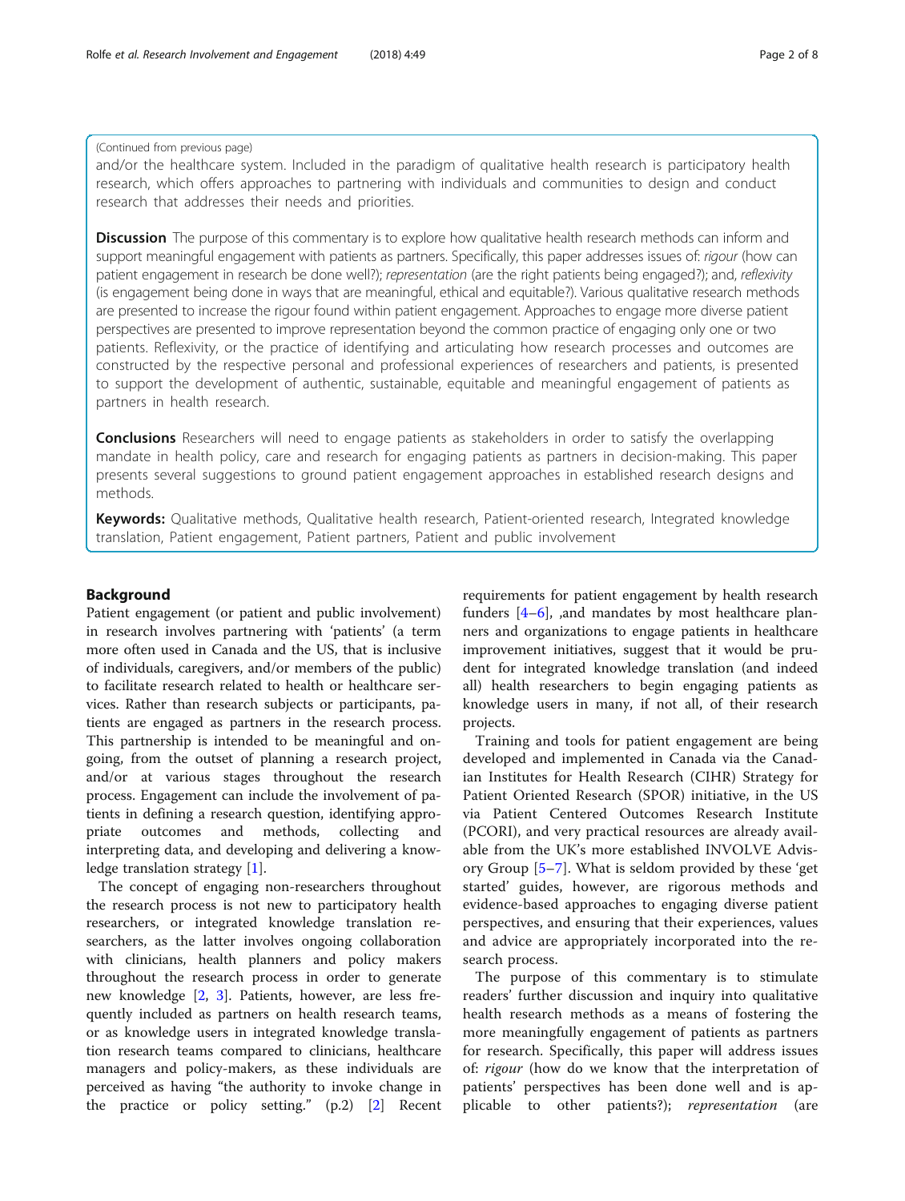(Continued from previous page)

and/or the healthcare system. Included in the paradigm of qualitative health research is participatory health research, which offers approaches to partnering with individuals and communities to design and conduct research that addresses their needs and priorities.

**Discussion** The purpose of this commentary is to explore how qualitative health research methods can inform and support meaningful engagement with patients as partners. Specifically, this paper addresses issues of: *rigour* (how can patient engagement in research be done well?); *representation* (are the right patients being engaged?); and, *reflexivity* (is engagement being done in ways that are meaningful, ethical and equitable?). Various qualitative research methods are presented to increase the rigour found within patient engagement. Approaches to engage more diverse patient perspectives are presented to improve representation beyond the common practice of engaging only one or two patients. Reflexivity, or the practice of identifying and articulating how research processes and outcomes are constructed by the respective personal and professional experiences of researchers and patients, is presented to support the development of authentic, sustainable, equitable and meaningful engagement of patients as partners in health research.

**Conclusions** Researchers will need to engage patients as stakeholders in order to satisfy the overlapping mandate in health policy, care and research for engaging patients as partners in decision-making. This paper presents several suggestions to ground patient engagement approaches in established research designs and methods.

**Keywords:** Qualitative methods, Qualitative health research, Patient-oriented research, Integrated knowledge translation, Patient engagement, Patient partners, Patient and public involvement

## Background

Patient engagement (or patient and public involvement) in research involves partnering with 'patients' (a term more often used in Canada and the US, that is inclusive of individuals, caregivers, and/or members of the public) to facilitate research related to health or healthcare services. Rather than research subjects or participants, patients are engaged as partners in the research process. This partnership is intended to be meaningful and ongoing, from the outset of planning a research project, and/or at various stages throughout the research process. Engagement can include the involvement of patients in defining a research question, identifying appropriate outcomes and methods, collecting and interpreting data, and developing and delivering a knowledge translation strategy [1].

The concept of engaging non-researchers throughout the research process is not new to participatory health researchers, or integrated knowledge translation researchers, as the latter involves ongoing collaboration with clinicians, health planners and policy makers throughout the research process in order to generate new knowledge [2, 3]. Patients, however, are less frequently included as partners on health research teams, or as knowledge users in integrated knowledge translation research teams compared to clinicians, healthcare managers and policy-makers, as these individuals are perceived as having "the authority to invoke change in the practice or policy setting." (p.2) [2] Recent requirements for patient engagement by health research funders [4–6], ,and mandates by most healthcare planners and organizations to engage patients in healthcare improvement initiatives, suggest that it would be prudent for integrated knowledge translation (and indeed all) health researchers to begin engaging patients as knowledge users in many, if not all, of their research projects.

Training and tools for patient engagement are being developed and implemented in Canada via the Canadian Institutes for Health Research (CIHR) Strategy for Patient Oriented Research (SPOR) initiative, in the US via Patient Centered Outcomes Research Institute (PCORI), and very practical resources are already available from the UK's more established INVOLVE Advisory Group [5–7]. What is seldom provided by these 'get started' guides, however, are rigorous methods and evidence-based approaches to engaging diverse patient perspectives, and ensuring that their experiences, values and advice are appropriately incorporated into the research process.

The purpose of this commentary is to stimulate readers' further discussion and inquiry into qualitative health research methods as a means of fostering the more meaningfully engagement of patients as partners for research. Specifically, this paper will address issues of: *rigour* (how do we know that the interpretation of patients' perspectives has been done well and is applicable to other patients?); *representation* (are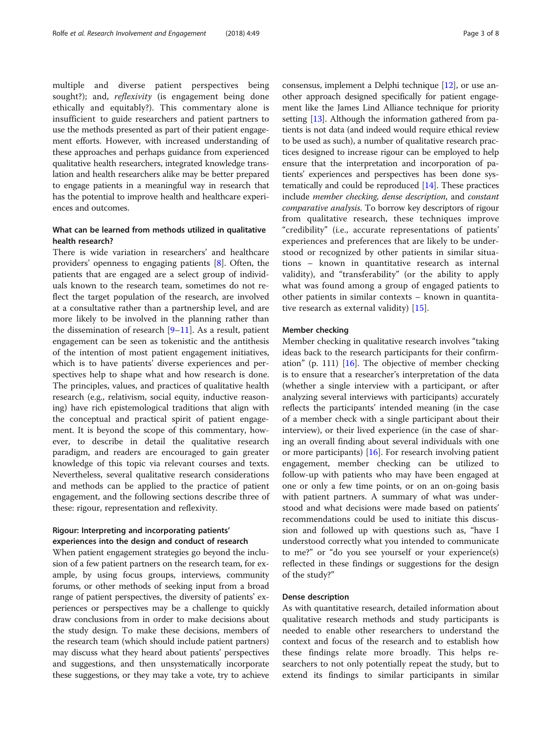multiple and diverse patient perspectives being sought?); and, *reflexivity* (is engagement being done ethically and equitably?). This commentary alone is insufficient to guide researchers and patient partners to use the methods presented as part of their patient engagement efforts. However, with increased understanding of these approaches and perhaps guidance from experienced qualitative health researchers, integrated knowledge translation and health researchers alike may be better prepared to engage patients in a meaningful way in research that has the potential to improve health and healthcare experiences and outcomes.

### What can be learned from methods utilized in qualitative health research?

There is wide variation in researchers' and healthcare providers' openness to engaging patients [8]. Often, the patients that are engaged are a select group of individuals known to the research team, sometimes do not reflect the target population of the research, are involved at a consultative rather than a partnership level, and are more likely to be involved in the planning rather than the dissemination of research [9–11]. As a result, patient engagement can be seen as tokenistic and the antithesis of the intention of most patient engagement initiatives, which is to have patients' diverse experiences and perspectives help to shape what and how research is done. The principles, values, and practices of qualitative health research (e.g., relativism, social equity, inductive reasoning) have rich epistemological traditions that align with the conceptual and practical spirit of patient engagement. It is beyond the scope of this commentary, however, to describe in detail the qualitative research paradigm, and readers are encouraged to gain greater knowledge of this topic via relevant courses and texts. Nevertheless, several qualitative research considerations and methods can be applied to the practice of patient engagement, and the following sections describe three of these: rigour, representation and reflexivity.

### Rigour: Interpreting and incorporating patients' experiences into the design and conduct of research

When patient engagement strategies go beyond the inclusion of a few patient partners on the research team, for example, by using focus groups, interviews, community forums, or other methods of seeking input from a broad range of patient perspectives, the diversity of patients' experiences or perspectives may be a challenge to quickly draw conclusions from in order to make decisions about the study design. To make these decisions, members of the research team (which should include patient partners) may discuss what they heard about patients' perspectives and suggestions, and then unsystematically incorporate these suggestions, or they may take a vote, try to achieve consensus, implement a Delphi technique [12], or use another approach designed specifically for patient engagement like the James Lind Alliance technique for priority setting [13]. Although the information gathered from patients is not data (and indeed would require ethical review to be used as such), a number of qualitative research practices designed to increase rigour can be employed to help ensure that the interpretation and incorporation of patients' experiences and perspectives has been done systematically and could be reproduced [14]. These practices include *member checking*, *dense description*, and *constant comparative analysis*. To borrow key descriptors of rigour from qualitative research, these techniques improve "credibility" (i.e., accurate representations of patients' experiences and preferences that are likely to be understood or recognized by other patients in similar situations – known in quantitative research as internal validity), and "transferability" (or the ability to apply what was found among a group of engaged patients to other patients in similar contexts – known in quantitative research as external validity) [15].

#### Member checking

Member checking in qualitative research involves "taking ideas back to the research participants for their confirmation" (p. 111) [16]. The objective of member checking is to ensure that a researcher's interpretation of the data (whether a single interview with a participant, or after analyzing several interviews with participants) accurately reflects the participants' intended meaning (in the case of a member check with a single participant about their interview), or their lived experience (in the case of sharing an overall finding about several individuals with one or more participants) [16]. For research involving patient engagement, member checking can be utilized to follow-up with patients who may have been engaged at one or only a few time points, or on an on-going basis with patient partners. A summary of what was understood and what decisions were made based on patients' recommendations could be used to initiate this discussion and followed up with questions such as, "have I understood correctly what you intended to communicate to me?" or "do you see yourself or your experience(s) reflected in these findings or suggestions for the design of the study?"

#### Dense description

As with quantitative research, detailed information about qualitative research methods and study participants is needed to enable other researchers to understand the context and focus of the research and to establish how these findings relate more broadly. This helps researchers to not only potentially repeat the study, but to extend its findings to similar participants in similar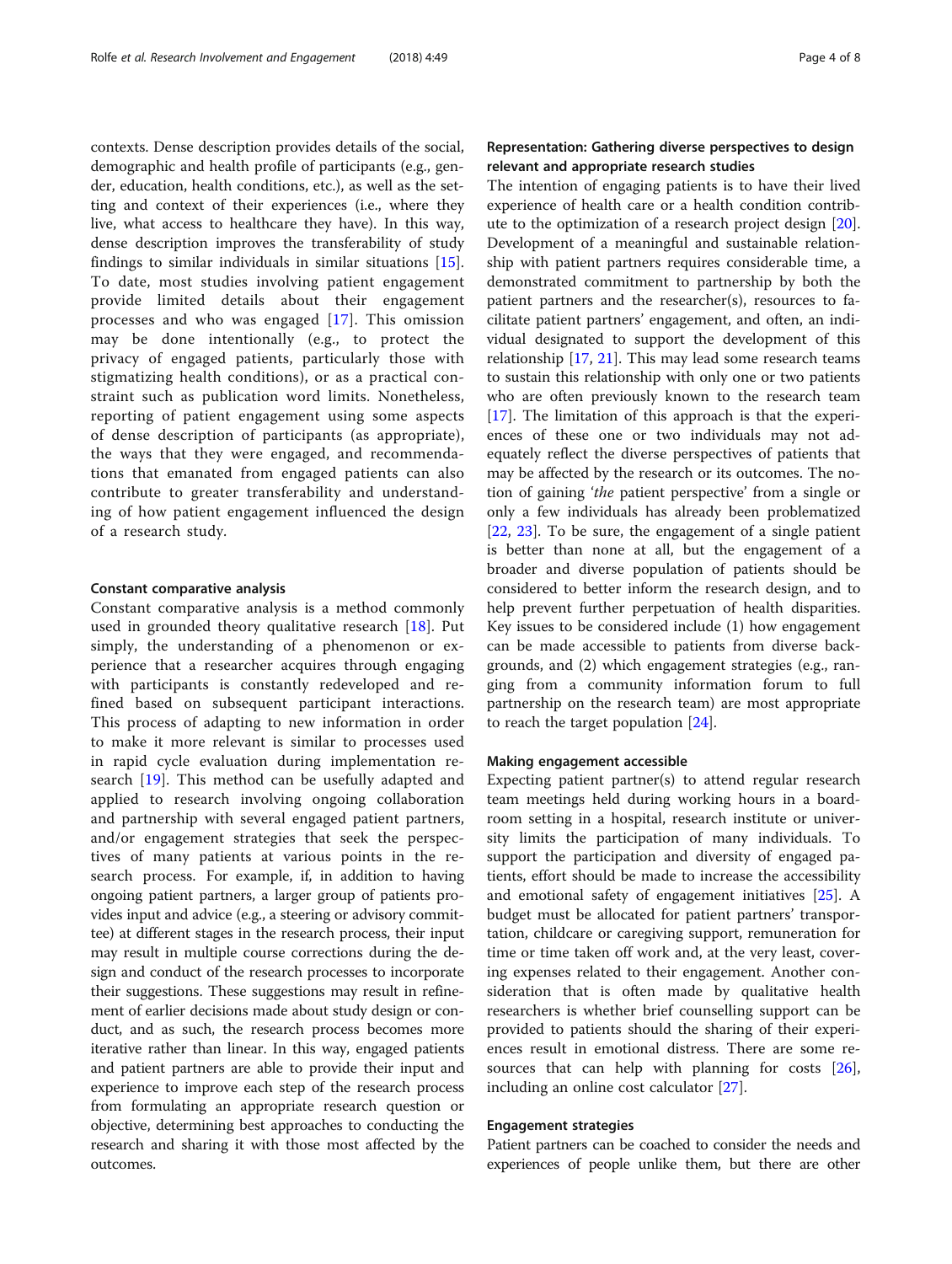contexts. Dense description provides details of the social, demographic and health profile of participants (e.g., gender, education, health conditions, etc.), as well as the setting and context of their experiences (i.e., where they live, what access to healthcare they have). In this way, dense description improves the transferability of study findings to similar individuals in similar situations [15]. To date, most studies involving patient engagement provide limited details about their engagement processes and who was engaged [17]. This omission may be done intentionally (e.g., to protect the privacy of engaged patients, particularly those with stigmatizing health conditions), or as a practical constraint such as publication word limits. Nonetheless, reporting of patient engagement using some aspects of dense description of participants (as appropriate), the ways that they were engaged, and recommendations that emanated from engaged patients can also contribute to greater transferability and understanding of how patient engagement influenced the design of a research study.

### Constant comparative analysis

Constant comparative analysis is a method commonly used in grounded theory qualitative research [18]. Put simply, the understanding of a phenomenon or experience that a researcher acquires through engaging with participants is constantly redeveloped and refined based on subsequent participant interactions. This process of adapting to new information in order to make it more relevant is similar to processes used in rapid cycle evaluation during implementation research [19]. This method can be usefully adapted and applied to research involving ongoing collaboration and partnership with several engaged patient partners, and/or engagement strategies that seek the perspectives of many patients at various points in the research process. For example, if, in addition to having ongoing patient partners, a larger group of patients provides input and advice (e.g., a steering or advisory committee) at different stages in the research process, their input may result in multiple course corrections during the design and conduct of the research processes to incorporate their suggestions. These suggestions may result in refinement of earlier decisions made about study design or conduct, and as such, the research process becomes more iterative rather than linear. In this way, engaged patients and patient partners are able to provide their input and experience to improve each step of the research process from formulating an appropriate research question or objective, determining best approaches to conducting the research and sharing it with those most affected by the outcomes.

## Representation: Gathering diverse perspectives to design relevant and appropriate research studies

The intention of engaging patients is to have their lived experience of health care or a health condition contribute to the optimization of a research project design [20]. Development of a meaningful and sustainable relationship with patient partners requires considerable time, a demonstrated commitment to partnership by both the patient partners and the researcher(s), resources to facilitate patient partners' engagement, and often, an individual designated to support the development of this relationship [17, 21]. This may lead some research teams to sustain this relationship with only one or two patients who are often previously known to the research team [17]. The limitation of this approach is that the experiences of these one or two individuals may not adequately reflect the diverse perspectives of patients that may be affected by the research or its outcomes. The notion of gaining '*the* patient perspective' from a single or only a few individuals has already been problematized [22, 23]. To be sure, the engagement of a single patient is better than none at all, but the engagement of a broader and diverse population of patients should be considered to better inform the research design, and to help prevent further perpetuation of health disparities. Key issues to be considered include (1) how engagement can be made accessible to patients from diverse backgrounds, and (2) which engagement strategies (e.g., ranging from a community information forum to full partnership on the research team) are most appropriate to reach the target population [24].

### Making engagement accessible

Expecting patient partner(s) to attend regular research team meetings held during working hours in a boardroom setting in a hospital, research institute or university limits the participation of many individuals. To support the participation and diversity of engaged patients, effort should be made to increase the accessibility and emotional safety of engagement initiatives [25]. A budget must be allocated for patient partners' transportation, childcare or caregiving support, remuneration for time or time taken off work and, at the very least, covering expenses related to their engagement. Another consideration that is often made by qualitative health researchers is whether brief counselling support can be provided to patients should the sharing of their experiences result in emotional distress. There are some resources that can help with planning for costs [26], including an online cost calculator [27].

### Engagement strategies

Patient partners can be coached to consider the needs and experiences of people unlike them, but there are other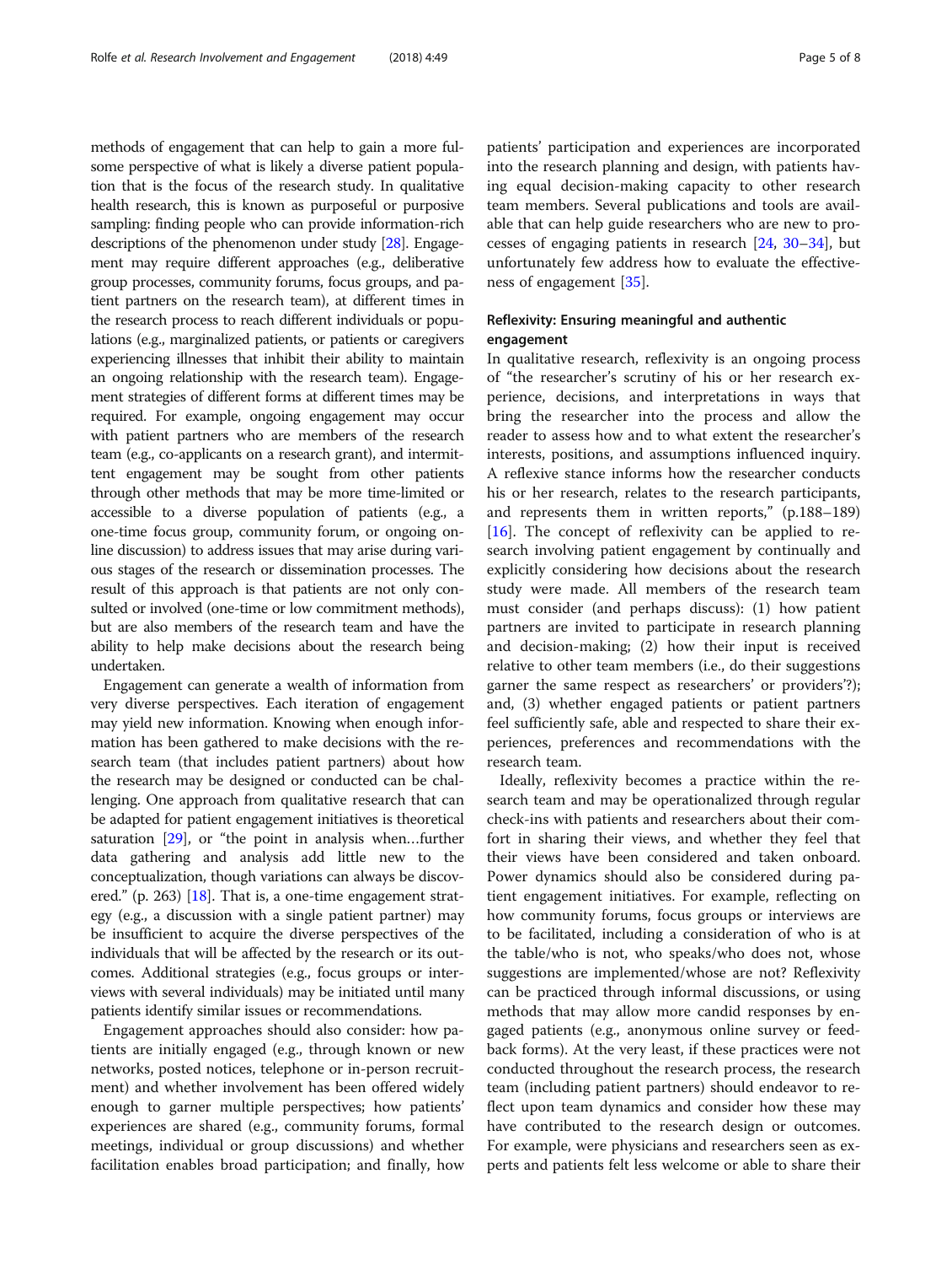methods of engagement that can help to gain a more fulsome perspective of what is likely a diverse patient population that is the focus of the research study. In qualitative health research, this is known as purposeful or purposive sampling: finding people who can provide information-rich descriptions of the phenomenon under study [28]. Engagement may require different approaches (e.g., deliberative group processes, community forums, focus groups, and patient partners on the research team), at different times in the research process to reach different individuals or populations (e.g., marginalized patients, or patients or caregivers experiencing illnesses that inhibit their ability to maintain an ongoing relationship with the research team). Engagement strategies of different forms at different times may be required. For example, ongoing engagement may occur with patient partners who are members of the research team (e.g., co-applicants on a research grant), and intermittent engagement may be sought from other patients through other methods that may be more time-limited or accessible to a diverse population of patients (e.g., a one-time focus group, community forum, or ongoing online discussion) to address issues that may arise during various stages of the research or dissemination processes. The result of this approach is that patients are not only consulted or involved (one-time or low commitment methods), but are also members of the research team and have the ability to help make decisions about the research being undertaken.

Engagement can generate a wealth of information from very diverse perspectives. Each iteration of engagement may yield new information. Knowing when enough information has been gathered to make decisions with the research team (that includes patient partners) about how the research may be designed or conducted can be challenging. One approach from qualitative research that can be adapted for patient engagement initiatives is theoretical saturation [29], or "the point in analysis when…further data gathering and analysis add little new to the conceptualization, though variations can always be discovered." (p. 263) [18]. That is, a one-time engagement strategy (e.g., a discussion with a single patient partner) may be insufficient to acquire the diverse perspectives of the individuals that will be affected by the research or its outcomes. Additional strategies (e.g., focus groups or interviews with several individuals) may be initiated until many patients identify similar issues or recommendations.

Engagement approaches should also consider: how patients are initially engaged (e.g., through known or new networks, posted notices, telephone or in-person recruitment) and whether involvement has been offered widely enough to garner multiple perspectives; how patients' experiences are shared (e.g., community forums, formal meetings, individual or group discussions) and whether facilitation enables broad participation; and finally, how patients' participation and experiences are incorporated into the research planning and design, with patients having equal decision-making capacity to other research team members. Several publications and tools are available that can help guide researchers who are new to processes of engaging patients in research [24, 30–34], but unfortunately few address how to evaluate the effectiveness of engagement [35].

## Reflexivity: Ensuring meaningful and authentic engagement

In qualitative research, reflexivity is an ongoing process of "the researcher's scrutiny of his or her research experience, decisions, and interpretations in ways that bring the researcher into the process and allow the reader to assess how and to what extent the researcher's interests, positions, and assumptions influenced inquiry. A reflexive stance informs how the researcher conducts his or her research, relates to the research participants, and represents them in written reports," (p.188–189) [16]. The concept of reflexivity can be applied to research involving patient engagement by continually and explicitly considering how decisions about the research study were made. All members of the research team must consider (and perhaps discuss): (1) how patient partners are invited to participate in research planning and decision-making; (2) how their input is received relative to other team members (i.e., do their suggestions garner the same respect as researchers' or providers'?); and, (3) whether engaged patients or patient partners feel sufficiently safe, able and respected to share their experiences, preferences and recommendations with the research team.

Ideally, reflexivity becomes a practice within the research team and may be operationalized through regular check-ins with patients and researchers about their comfort in sharing their views, and whether they feel that their views have been considered and taken onboard. Power dynamics should also be considered during patient engagement initiatives. For example, reflecting on how community forums, focus groups or interviews are to be facilitated, including a consideration of who is at the table/who is not, who speaks/who does not, whose suggestions are implemented/whose are not? Reflexivity can be practiced through informal discussions, or using methods that may allow more candid responses by engaged patients (e.g., anonymous online survey or feedback forms). At the very least, if these practices were not conducted throughout the research process, the research team (including patient partners) should endeavor to reflect upon team dynamics and consider how these may have contributed to the research design or outcomes. For example, were physicians and researchers seen as experts and patients felt less welcome or able to share their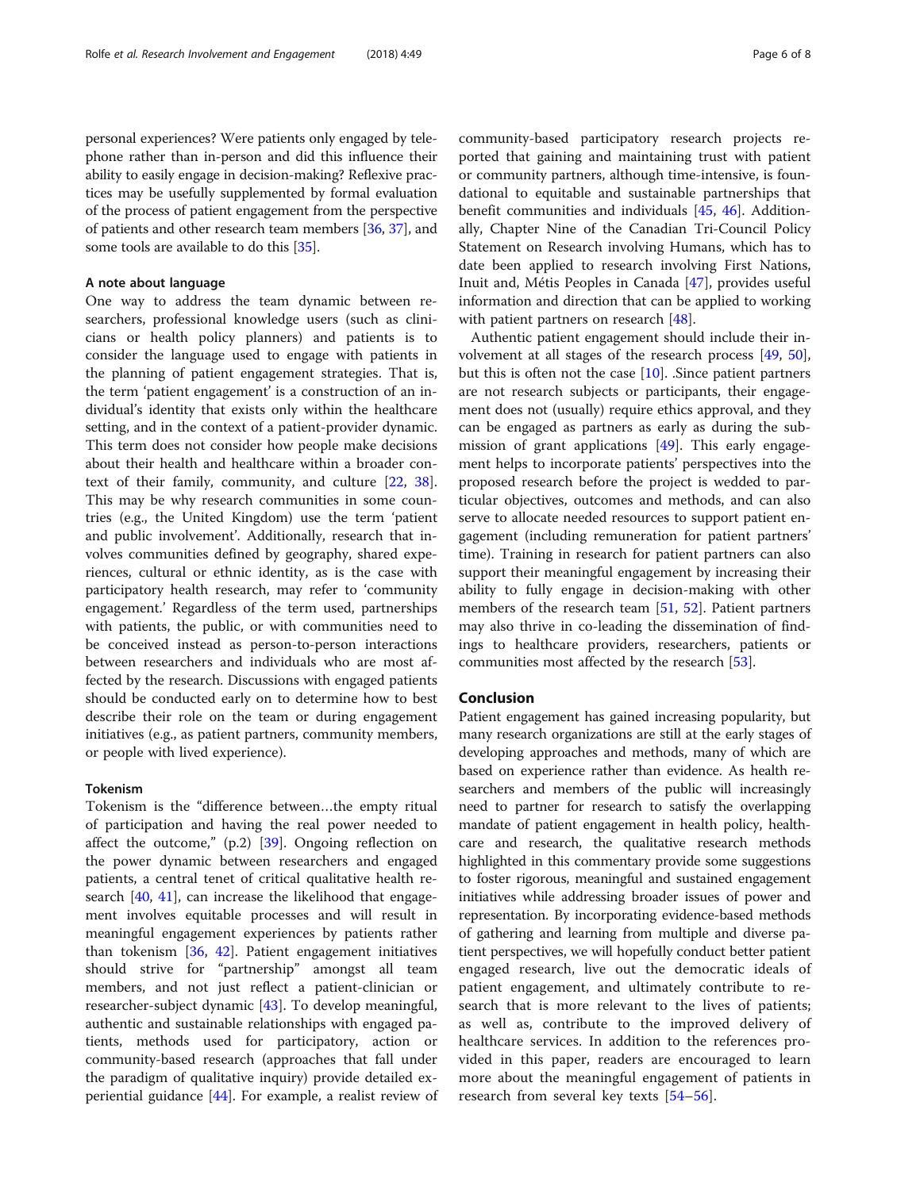personal experiences? Were patients only engaged by telephone rather than in-person and did this influence their ability to easily engage in decision-making? Reflexive practices may be usefully supplemented by formal evaluation of the process of patient engagement from the perspective of patients and other research team members [36, 37], and some tools are available to do this [35].

### A note about language

One way to address the team dynamic between researchers, professional knowledge users (such as clinicians or health policy planners) and patients is to consider the language used to engage with patients in the planning of patient engagement strategies. That is, the term 'patient engagement' is a construction of an individual's identity that exists only within the healthcare setting, and in the context of a patient-provider dynamic. This term does not consider how people make decisions about their health and healthcare within a broader context of their family, community, and culture [22, 38]. This may be why research communities in some countries (e.g., the United Kingdom) use the term 'patient and public involvement'. Additionally, research that involves communities defined by geography, shared experiences, cultural or ethnic identity, as is the case with participatory health research, may refer to 'community engagement.' Regardless of the term used, partnerships with patients, the public, or with communities need to be conceived instead as person-to-person interactions between researchers and individuals who are most affected by the research. Discussions with engaged patients should be conducted early on to determine how to best describe their role on the team or during engagement initiatives (e.g., as patient partners, community members, or people with lived experience).

### Tokenism

Tokenism is the "difference between…the empty ritual of participation and having the real power needed to affect the outcome," (p.2) [39]. Ongoing reflection on the power dynamic between researchers and engaged patients, a central tenet of critical qualitative health research [40, 41], can increase the likelihood that engagement involves equitable processes and will result in meaningful engagement experiences by patients rather than tokenism [36, 42]. Patient engagement initiatives should strive for "partnership" amongst all team members, and not just reflect a patient-clinician or researcher-subject dynamic [43]. To develop meaningful, authentic and sustainable relationships with engaged patients, methods used for participatory, action or community-based research (approaches that fall under the paradigm of qualitative inquiry) provide detailed experiential guidance [44]. For example, a realist review of community-based participatory research projects reported that gaining and maintaining trust with patient or community partners, although time-intensive, is foundational to equitable and sustainable partnerships that benefit communities and individuals [45, 46]. Additionally, Chapter Nine of the Canadian Tri-Council Policy Statement on Research involving Humans, which has to date been applied to research involving First Nations, Inuit and, Métis Peoples in Canada [47], provides useful information and direction that can be applied to working with patient partners on research [48].

Authentic patient engagement should include their involvement at all stages of the research process [49, 50], but this is often not the case [10]. .Since patient partners are not research subjects or participants, their engagement does not (usually) require ethics approval, and they can be engaged as partners as early as during the submission of grant applications [49]. This early engagement helps to incorporate patients' perspectives into the proposed research before the project is wedded to particular objectives, outcomes and methods, and can also serve to allocate needed resources to support patient engagement (including remuneration for patient partners' time). Training in research for patient partners can also support their meaningful engagement by increasing their ability to fully engage in decision-making with other members of the research team [51, 52]. Patient partners may also thrive in co-leading the dissemination of findings to healthcare providers, researchers, patients or communities most affected by the research [53].

## Conclusion

Patient engagement has gained increasing popularity, but many research organizations are still at the early stages of developing approaches and methods, many of which are based on experience rather than evidence. As health researchers and members of the public will increasingly need to partner for research to satisfy the overlapping mandate of patient engagement in health policy, healthcare and research, the qualitative research methods highlighted in this commentary provide some suggestions to foster rigorous, meaningful and sustained engagement initiatives while addressing broader issues of power and representation. By incorporating evidence-based methods of gathering and learning from multiple and diverse patient perspectives, we will hopefully conduct better patient engaged research, live out the democratic ideals of patient engagement, and ultimately contribute to research that is more relevant to the lives of patients; as well as, contribute to the improved delivery of healthcare services. In addition to the references provided in this paper, readers are encouraged to learn more about the meaningful engagement of patients in research from several key texts [54–56].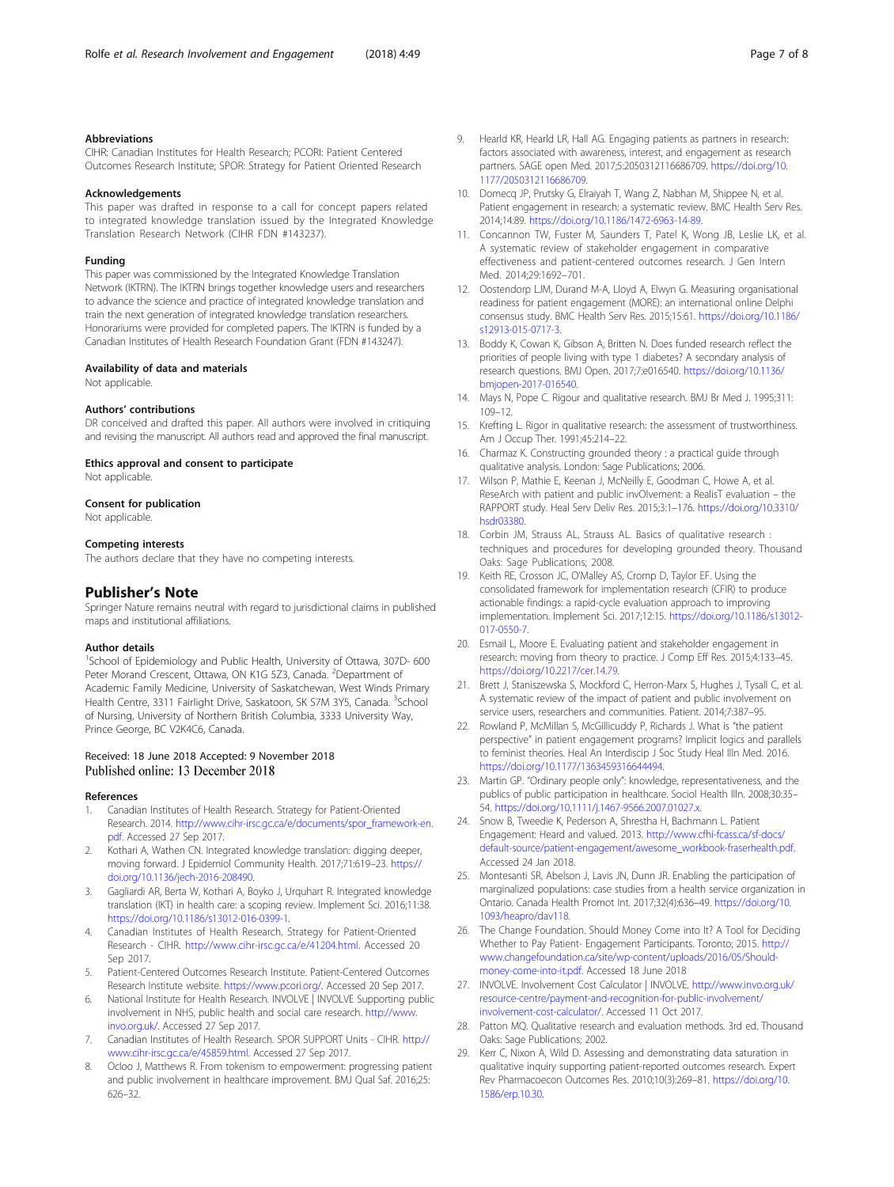### Abbreviations

CIHR: Canadian Institutes for Health Research; PCORI: Patient Centered Outcomes Research Institute; SPOR: Strategy for Patient Oriented Research

### Acknowledgements

This paper was drafted in response to a call for concept papers related to integrated knowledge translation issued by the Integrated Knowledge Translation Research Network (CIHR FDN #143237).

### Funding

This paper was commissioned by the Integrated Knowledge Translation Network (IKTRN). The IKTRN brings together knowledge users and researchers to advance the science and practice of integrated knowledge translation and train the next generation of integrated knowledge translation researchers. Honorariums were provided for completed papers. The IKTRN is funded by a Canadian Institutes of Health Research Foundation Grant (FDN #143247).

### Availability of data and materials

Not applicable.

### Authors' contributions

DR conceived and drafted this paper. All authors were involved in critiquing and revising the manuscript. All authors read and approved the final manuscript.

### Ethics approval and consent to participate

Not applicable.

### Consent for publication

Not applicable.

### Competing interests

The authors declare that they have no competing interests.

## Publisher's Note

Springer Nature remains neutral with regard to jurisdictional claims in published maps and institutional affiliations.

### Author details

[1]School of Epidemiology and Public Health, University of Ottawa, 307D- 600 Peter Morand Crescent, Ottawa, ON K1G 5Z3, Canada. [2]Department of Academic Family Medicine, University of Saskatchewan, West Winds Primary Health Centre, 3311 Fairlight Drive, Saskatoon, SK S7M 3Y5, Canada. [3]School of Nursing, University of Northern British Columbia, 3333 University Way, Prince George, BC V2K4C6, Canada.

Received: 18 June 2018 Accepted: 9 November 2018
Published online: 13 December 2018

### References

1. Canadian Institutes of Health Research. Strategy for Patient-Oriented Research. 2014. http://www.cihr-irsc.gc.ca/e/documents/spor_framework-en.pdf. Accessed 27 Sep 2017.
2. Kothari A, Wathen CN. Integrated knowledge translation: digging deeper, moving forward. J Epidemiol Community Health. 2017;71:619–23. https://doi.org/10.1136/jech-2016-208490.
3. Gagliardi AR, Berta W, Kothari A, Boyko J, Urquhart R. Integrated knowledge translation (IKT) in health care: a scoping review. Implement Sci. 2016;11:38. https://doi.org/10.1186/s13012-016-0399-1.
4. Canadian Institutes of Health Research. Strategy for Patient-Oriented Research - CIHR. http://www.cihr-irsc.gc.ca/e/41204.html. Accessed 20 Sep 2017.
5. Patient-Centered Outcomes Research Institute. Patient-Centered Outcomes Research Institute website. https://www.pcori.org/. Accessed 20 Sep 2017.
6. National Institute for Health Research. INVOLVE | INVOLVE Supporting public involvement in NHS, public health and social care research. http://www.invo.org.uk/. Accessed 27 Sep 2017.
7. Canadian Institutes of Health Research. SPOR SUPPORT Units - CIHR. http://www.cihr-irsc.gc.ca/e/45859.html. Accessed 27 Sep 2017.
8. Ocloo J, Matthews R. From tokenism to empowerment: progressing patient and public involvement in healthcare improvement. BMJ Qual Saf. 2016;25:626–32.
9. Hearld KR, Hearld LR, Hall AG. Engaging patients as partners in research: factors associated with awareness, interest, and engagement as research partners. SAGE open Med. 2017;5:2050312116686709. https://doi.org/10.1177/2050312116686709.
10. Domecq JP, Prutsky G, Elraiyah T, Wang Z, Nabhan M, Shippee N, et al. Patient engagement in research: a systematic review. BMC Health Serv Res. 2014;14:89. https://doi.org/10.1186/1472-6963-14-89.
11. Concannon TW, Fuster M, Saunders T, Patel K, Wong JB, Leslie LK, et al. A systematic review of stakeholder engagement in comparative effectiveness and patient-centered outcomes research. J Gen Intern Med. 2014;29:1692–701.
12. Oostendorp LJM, Durand M-A, Lloyd A, Elwyn G. Measuring organisational readiness for patient engagement (MORE): an international online Delphi consensus study. BMC Health Serv Res. 2015;15:61. https://doi.org/10.1186/s12913-015-0717-3.
13. Boddy K, Cowan K, Gibson A, Britten N. Does funded research reflect the priorities of people living with type 1 diabetes? A secondary analysis of research questions. BMJ Open. 2017;7:e016540. https://doi.org/10.1136/bmjopen-2017-016540.
14. Mays N, Pope C. Rigour and qualitative research. BMJ Br Med J. 1995;311:109–12.
15. Krefting L. Rigor in qualitative research: the assessment of trustworthiness. Am J Occup Ther. 1991;45:214–22.
16. Charmaz K. Constructing grounded theory : a practical guide through qualitative analysis. London: Sage Publications; 2006.
17. Wilson P, Mathie E, Keenan J, McNeilly E, Goodman C, Howe A, et al. ReseArch with patient and public invOlvement: a RealisT evaluation – the RAPPORT study. Heal Serv Deliv Res. 2015;3:1–176. https://doi.org/10.3310/hsdr03380.
18. Corbin JM, Strauss AL, Strauss AL. Basics of qualitative research : techniques and procedures for developing grounded theory. Thousand Oaks: Sage Publications; 2008.
19. Keith RE, Crosson JC, O'Malley AS, Cromp D, Taylor EF. Using the consolidated framework for implementation research (CFIR) to produce actionable findings: a rapid-cycle evaluation approach to improving implementation. Implement Sci. 2017;12:15. https://doi.org/10.1186/s13012-017-0550-7.
20. Esmail L, Moore E. Evaluating patient and stakeholder engagement in research: moving from theory to practice. J Comp Eff Res. 2015;4:133–45. https://doi.org/10.2217/cer.14.79.
21. Brett J, Staniszewska S, Mockford C, Herron-Marx S, Hughes J, Tysall C, et al. A systematic review of the impact of patient and public involvement on service users, researchers and communities. Patient. 2014;7:387–95.
22. Rowland P, McMillan S, McGillicuddy P, Richards J. What is "the patient perspective" in patient engagement programs? Implicit logics and parallels to feminist theories. Heal An Interdiscip J Soc Study Heal Illn Med. 2016. https://doi.org/10.1177/1363459316644494.
23. Martin GP. "Ordinary people only": knowledge, representativeness, and the publics of public participation in healthcare. Sociol Health Illn. 2008;30:35–54. https://doi.org/10.1111/j.1467-9566.2007.01027.x.
24. Snow B, Tweedie K, Pederson A, Shrestha H, Bachmann L. Patient Engagement: Heard and valued. 2013. http://www.cfhi-fcass.ca/sf-docs/default-source/patient-engagement/awesome_workbook-fraserhealth.pdf. Accessed 24 Jan 2018.
25. Montesanti SR, Abelson J, Lavis JN, Dunn JR. Enabling the participation of marginalized populations: case studies from a health service organization in Ontario. Canada Health Promot Int. 2017;32(4):636–49. https://doi.org/10.1093/heapro/dav118.
26. The Change Foundation. Should Money Come into It? A Tool for Deciding Whether to Pay Patient- Engagement Participants. Toronto; 2015. http://www.changefoundation.ca/site/wp-content/uploads/2016/05/Should-money-come-into-it.pdf. Accessed 18 June 2018
27. INVOLVE. Involvement Cost Calculator | INVOLVE. http://www.invo.org.uk/resource-centre/payment-and-recognition-for-public-involvement/involvement-cost-calculator/. Accessed 11 Oct 2017.
28. Patton MQ. Qualitative research and evaluation methods. 3rd ed. Thousand Oaks: Sage Publications; 2002.
29. Kerr C, Nixon A, Wild D. Assessing and demonstrating data saturation in qualitative inquiry supporting patient-reported outcomes research. Expert Rev Pharmacoecon Outcomes Res. 2010;10(3):269–81. https://doi.org/10.1586/erp.10.30.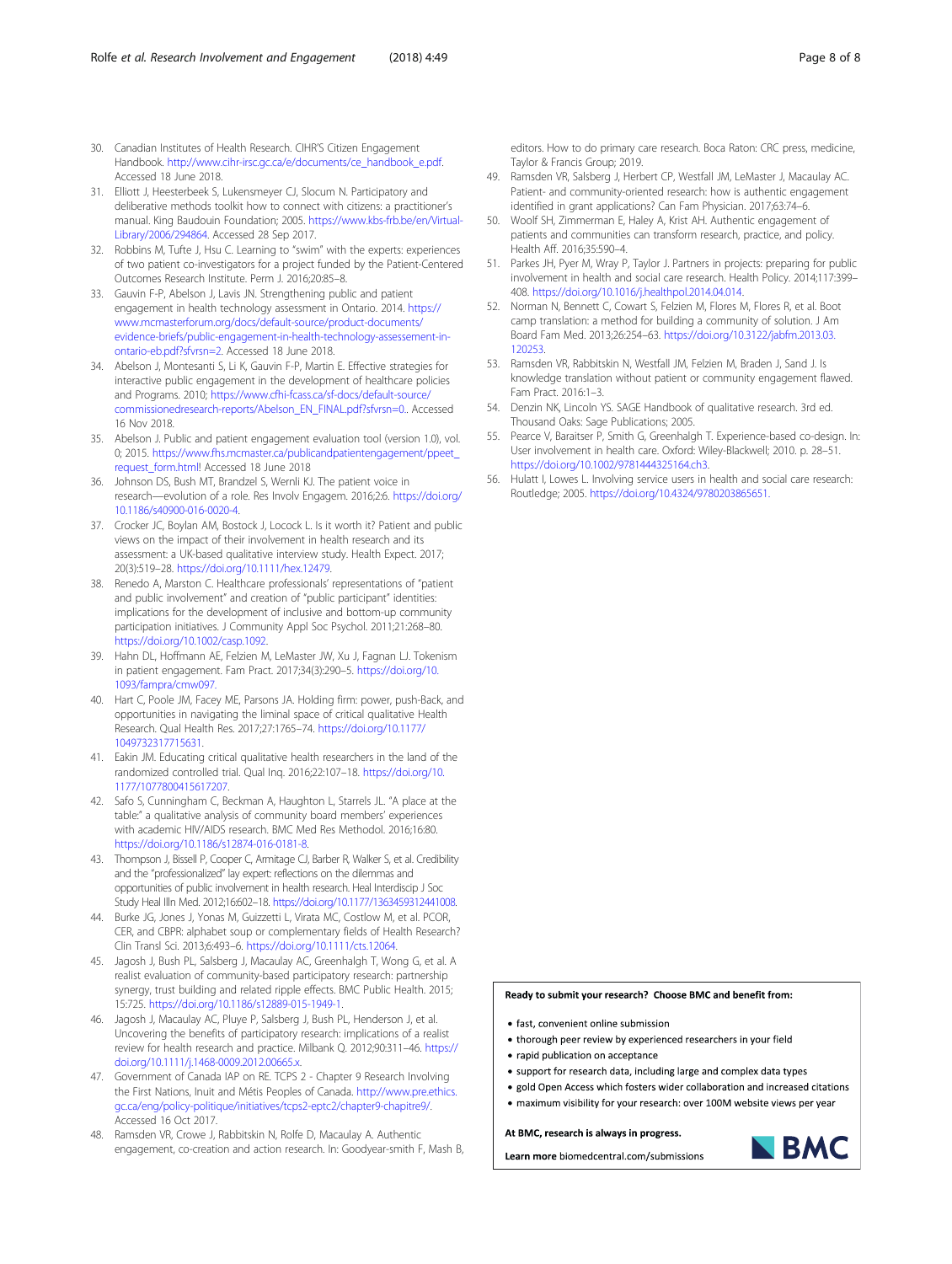30. Canadian Institutes of Health Research. CIHR'S Citizen Engagement Handbook. http://www.cihr-irsc.gc.ca/e/documents/ce_handbook_e.pdf. Accessed 18 June 2018.
31. Elliott J, Heesterbeek S, Lukensmeyer CJ, Slocum N. Participatory and deliberative methods toolkit how to connect with citizens: a practitioner's manual. King Baudouin Foundation; 2005. https://www.kbs-frb.be/en/Virtual-Library/2006/294864. Accessed 28 Sep 2017.
32. Robbins M, Tufte J, Hsu C. Learning to "swim" with the experts: experiences of two patient co-investigators for a project funded by the Patient-Centered Outcomes Research Institute. Perm J. 2016;20:85–8.
33. Gauvin F-P, Abelson J, Lavis JN. Strengthening public and patient engagement in health technology assessment in Ontario. 2014. https://www.mcmasterforum.org/docs/default-source/product-documents/evidence-briefs/public-engagement-in-health-technology-assessement-in-ontario-eb.pdf?sfvrsn=2. Accessed 18 June 2018.
34. Abelson J, Montesanti S, Li K, Gauvin F-P, Martin E. Effective strategies for interactive public engagement in the development of healthcare policies and Programs. 2010; https://www.cfhi-fcass.ca/sf-docs/default-source/commissionedresearch-reports/Abelson_EN_FINAL.pdf?sfvrsn=0.. Accessed 16 Nov 2018.
35. Abelson J. Public and patient engagement evaluation tool (version 1.0), vol. 0; 2015. https://www.fhs.mcmaster.ca/publicandpatientengagement/ppeet_request_form.html! Accessed 18 June 2018
36. Johnson DS, Bush MT, Brandzel S, Wernli KJ. The patient voice in research—evolution of a role. Res Involv Engagem. 2016;2:6. https://doi.org/10.1186/s40900-016-0020-4.
37. Crocker JC, Boylan AM, Bostock J, Locock L. Is it worth it? Patient and public views on the impact of their involvement in health research and its assessment: a UK-based qualitative interview study. Health Expect. 2017;20(3):519–28. https://doi.org/10.1111/hex.12479.
38. Renedo A, Marston C. Healthcare professionals' representations of "patient and public involvement" and creation of "public participant" identities: implications for the development of inclusive and bottom-up community participation initiatives. J Community Appl Soc Psychol. 2011;21:268–80. https://doi.org/10.1002/casp.1092.
39. Hahn DL, Hoffmann AE, Felzien M, LeMaster JW, Xu J, Fagnan LJ. Tokenism in patient engagement. Fam Pract. 2017;34(3):290–5. https://doi.org/10.1093/fampra/cmw097.
40. Hart C, Poole JM, Facey ME, Parsons JA. Holding firm: power, push-Back, and opportunities in navigating the liminal space of critical qualitative Health Research. Qual Health Res. 2017;27:1765–74. https://doi.org/10.1177/1049732317715631.
41. Eakin JM. Educating critical qualitative health researchers in the land of the randomized controlled trial. Qual Inq. 2016;22:107–18. https://doi.org/10.1177/1077800415617207.
42. Safo S, Cunningham C, Beckman A, Haughton L, Starrels JL. "A place at the table:" a qualitative analysis of community board members' experiences with academic HIV/AIDS research. BMC Med Res Methodol. 2016;16:80. https://doi.org/10.1186/s12874-016-0181-8.
43. Thompson J, Bissell P, Cooper C, Armitage CJ, Barber R, Walker S, et al. Credibility and the "professionalized" lay expert: reflections on the dilemmas and opportunities of public involvement in health research. Heal Interdiscip J Soc Study Heal Illn Med. 2012;16:602–18. https://doi.org/10.1177/1363459312441008.
44. Burke JG, Jones J, Yonas M, Guizzetti L, Virata MC, Costlow M, et al. PCOR, CER, and CBPR: alphabet soup or complementary fields of Health Research? Clin Transl Sci. 2013;6:493–6. https://doi.org/10.1111/cts.12064.
45. Jagosh J, Bush PL, Salsberg J, Macaulay AC, Greenhalgh T, Wong G, et al. A realist evaluation of community-based participatory research: partnership synergy, trust building and related ripple effects. BMC Public Health. 2015;15:725. https://doi.org/10.1186/s12889-015-1949-1.
46. Jagosh J, Macaulay AC, Pluye P, Salsberg J, Bush PL, Henderson J, et al. Uncovering the benefits of participatory research: implications of a realist review for health research and practice. Milbank Q. 2012;90:311–46. https://doi.org/10.1111/j.1468-0009.2012.00665.x.
47. Government of Canada IAP on RE. TCPS 2 - Chapter 9 Research Involving the First Nations, Inuit and Métis Peoples of Canada. http://www.pre.ethics.gc.ca/eng/policy-politique/initiatives/tcps2-eptc2/chapter9-chapitre9/. Accessed 16 Oct 2017.
48. Ramsden VR, Crowe J, Rabbitskin N, Rolfe D, Macaulay A. Authentic engagement, co-creation and action research. In: Goodyear-smith F, Mash B, editors. How to do primary care research. Boca Raton: CRC press, medicine, Taylor & Francis Group; 2019.
49. Ramsden VR, Salsberg J, Herbert CP, Westfall JM, LeMaster J, Macaulay AC. Patient- and community-oriented research: how is authentic engagement identified in grant applications? Can Fam Physician. 2017;63:74–6.
50. Woolf SH, Zimmerman E, Haley A, Krist AH. Authentic engagement of patients and communities can transform research, practice, and policy. Health Aff. 2016;35:590–4.
51. Parkes JH, Pyer M, Wray P, Taylor J. Partners in projects: preparing for public involvement in health and social care research. Health Policy. 2014;117:399–408. https://doi.org/10.1016/j.healthpol.2014.04.014.
52. Norman N, Bennett C, Cowart S, Felzien M, Flores M, Flores R, et al. Boot camp translation: a method for building a community of solution. J Am Board Fam Med. 2013;26:254–63. https://doi.org/10.3122/jabfm.2013.03.120253.
53. Ramsden VR, Rabbitskin N, Westfall JM, Felzien M, Braden J, Sand J. Is knowledge translation without patient or community engagement flawed. Fam Pract. 2016:1–3.
54. Denzin NK, Lincoln YS. SAGE Handbook of qualitative research. 3rd ed. Thousand Oaks: Sage Publications; 2005.
55. Pearce V, Baraitser P, Smith G, Greenhalgh T. Experience-based co-design. In: User involvement in health care. Oxford: Wiley-Blackwell; 2010. p. 28–51. https://doi.org/10.1002/9781444325164.ch3.
56. Hulatt I, Lowes L. Involving service users in health and social care research: Routledge; 2005. https://doi.org/10.4324/9780203865651.

**Ready to submit your research? Choose BMC and benefit from:**

- fast, convenient online submission
- thorough peer review by experienced researchers in your field
- rapid publication on acceptance
- support for research data, including large and complex data types
- gold Open Access which fosters wider collaboration and increased citations
- maximum visibility for your research: over 100M website views per year

**At BMC, research is always in progress.**

**Learn more** biomedcentral.com/submissions

BMC